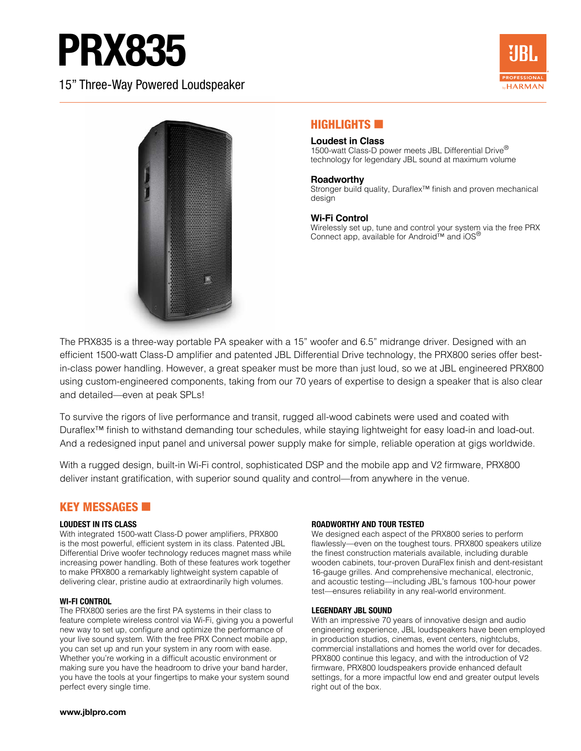# PRX835

15" Three-Way Powered Loudspeaker

## HIGHLIGHTS

**Loudest in Class**
1500-watt Class-D power meets JBL Differential Drive® technology for legendary JBL sound at maximum volume

**Roadworthy**
Stronger build quality, Duraflex™ finish and proven mechanical design

**Wi-Fi Control**
Wirelessly set up, tune and control your system via the free PRX Connect app, available for Android™ and iOS®

The PRX835 is a three-way portable PA speaker with a 15" woofer and 6.5" midrange driver. Designed with an efficient 1500-watt Class-D amplifier and patented JBL Differential Drive technology, the PRX800 series offer best-in-class power handling. However, a great speaker must be more than just loud, so we at JBL engineered PRX800 using custom-engineered components, taking from our 70 years of expertise to design a speaker that is also clear and detailed—even at peak SPLs!

To survive the rigors of live performance and transit, rugged all-wood cabinets were used and coated with Duraflex™ finish to withstand demanding tour schedules, while staying lightweight for easy load-in and load-out. And a redesigned input panel and universal power supply make for simple, reliable operation at gigs worldwide.

With a rugged design, built-in Wi-Fi control, sophisticated DSP and the mobile app and V2 firmware, PRX800 deliver instant gratification, with superior sound quality and control—from anywhere in the venue.

## KEY MESSAGES

### LOUDEST IN ITS CLASS

With integrated 1500-watt Class-D power amplifiers, PRX800 is the most powerful, efficient system in its class. Patented JBL Differential Drive woofer technology reduces magnet mass while increasing power handling. Both of these features work together to make PRX800 a remarkably lightweight system capable of delivering clear, pristine audio at extraordinarily high volumes.

### WI-FI CONTROL

The PRX800 series are the first PA systems in their class to feature complete wireless control via Wi-Fi, giving you a powerful new way to set up, configure and optimize the performance of your live sound system. With the free PRX Connect mobile app, you can set up and run your system in any room with ease. Whether you're working in a difficult acoustic environment or making sure you have the headroom to drive your band harder, you have the tools at your fingertips to make your system sound perfect every single time.

### ROADWORTHY AND TOUR TESTED

We designed each aspect of the PRX800 series to perform flawlessly—even on the toughest tours. PRX800 speakers utilize the finest construction materials available, including durable wooden cabinets, tour-proven DuraFlex finish and dent-resistant 16-gauge grilles. And comprehensive mechanical, electronic, and acoustic testing—including JBL's famous 100-hour power test—ensures reliability in any real-world environment.

### LEGENDARY JBL SOUND

With an impressive 70 years of innovative design and audio engineering experience, JBL loudspeakers have been employed in production studios, cinemas, event centers, nightclubs, commercial installations and homes the world over for decades. PRX800 continue this legacy, and with the introduction of V2 firmware, PRX800 loudspeakers provide enhanced default settings, for a more impactful low end and greater output levels right out of the box.

www.jblpro.com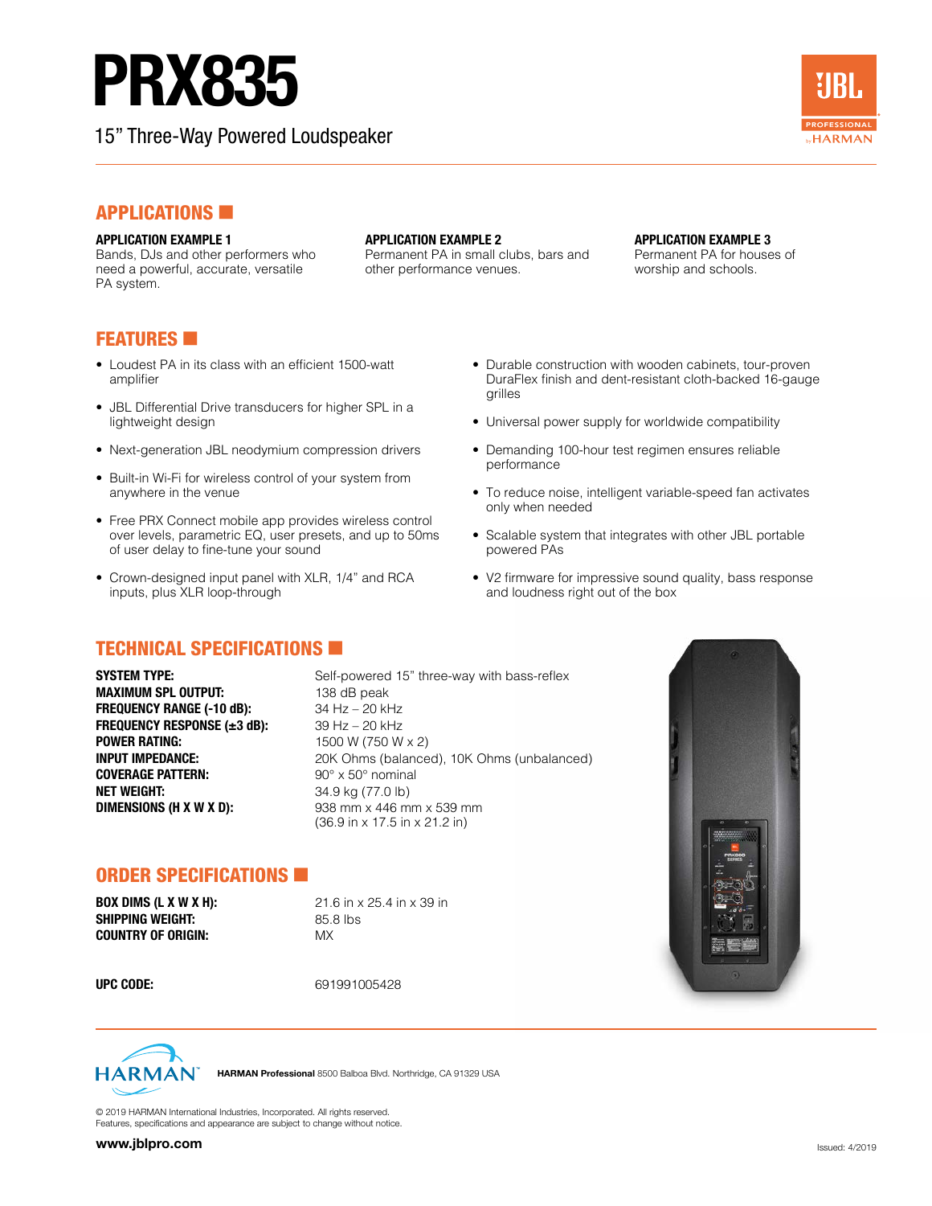# PRX835

15" Three-Way Powered Loudspeaker

## APPLICATIONS

**APPLICATION EXAMPLE 1**
Bands, DJs and other performers who need a powerful, accurate, versatile PA system.

**APPLICATION EXAMPLE 2**
Permanent PA in small clubs, bars and other performance venues.

**APPLICATION EXAMPLE 3**
Permanent PA for houses of worship and schools.

## FEATURES

- Loudest PA in its class with an efficient 1500-watt amplifier
- JBL Differential Drive transducers for higher SPL in a lightweight design
- Next-generation JBL neodymium compression drivers
- Built-in Wi-Fi for wireless control of your system from anywhere in the venue
- Free PRX Connect mobile app provides wireless control over levels, parametric EQ, user presets, and up to 50ms of user delay to fine-tune your sound
- Crown-designed input panel with XLR, 1/4" and RCA inputs, plus XLR loop-through
- Durable construction with wooden cabinets, tour-proven DuraFlex finish and dent-resistant cloth-backed 16-gauge grilles
- Universal power supply for worldwide compatibility
- Demanding 100-hour test regimen ensures reliable performance
- To reduce noise, intelligent variable-speed fan activates only when needed
- Scalable system that integrates with other JBL portable powered PAs
- V2 firmware for impressive sound quality, bass response and loudness right out of the box

## TECHNICAL SPECIFICATIONS

| | |
|---|---|
| **SYSTEM TYPE:** | Self-powered 15" three-way with bass-reflex |
| **MAXIMUM SPL OUTPUT:** | 138 dB peak |
| **FREQUENCY RANGE (-10 dB):** | 34 Hz – 20 kHz |
| **FREQUENCY RESPONSE (±3 dB):** | 39 Hz – 20 kHz |
| **POWER RATING:** | 1500 W (750 W x 2) |
| **INPUT IMPEDANCE:** | 20K Ohms (balanced), 10K Ohms (unbalanced) |
| **COVERAGE PATTERN:** | 90° x 50° nominal |
| **NET WEIGHT:** | 34.9 kg (77.0 lb) |
| **DIMENSIONS (H X W X D):** | 938 mm x 446 mm x 539 mm (36.9 in x 17.5 in x 21.2 in) |

## ORDER SPECIFICATIONS

| | |
|---|---|
| **BOX DIMS (L X W X H):** | 21.6 in x 25.4 in x 39 in |
| **SHIPPING WEIGHT:** | 85.8 lbs |
| **COUNTRY OF ORIGIN:** | MX |
| **UPC CODE:** | 691991005428 |

**HARMAN Professional** 8500 Balboa Blvd. Northridge, CA 91329 USA

© 2019 HARMAN International Industries, Incorporated. All rights reserved.
Features, specifications and appearance are subject to change without notice.

**www.jblpro.com**

Issued: 4/2019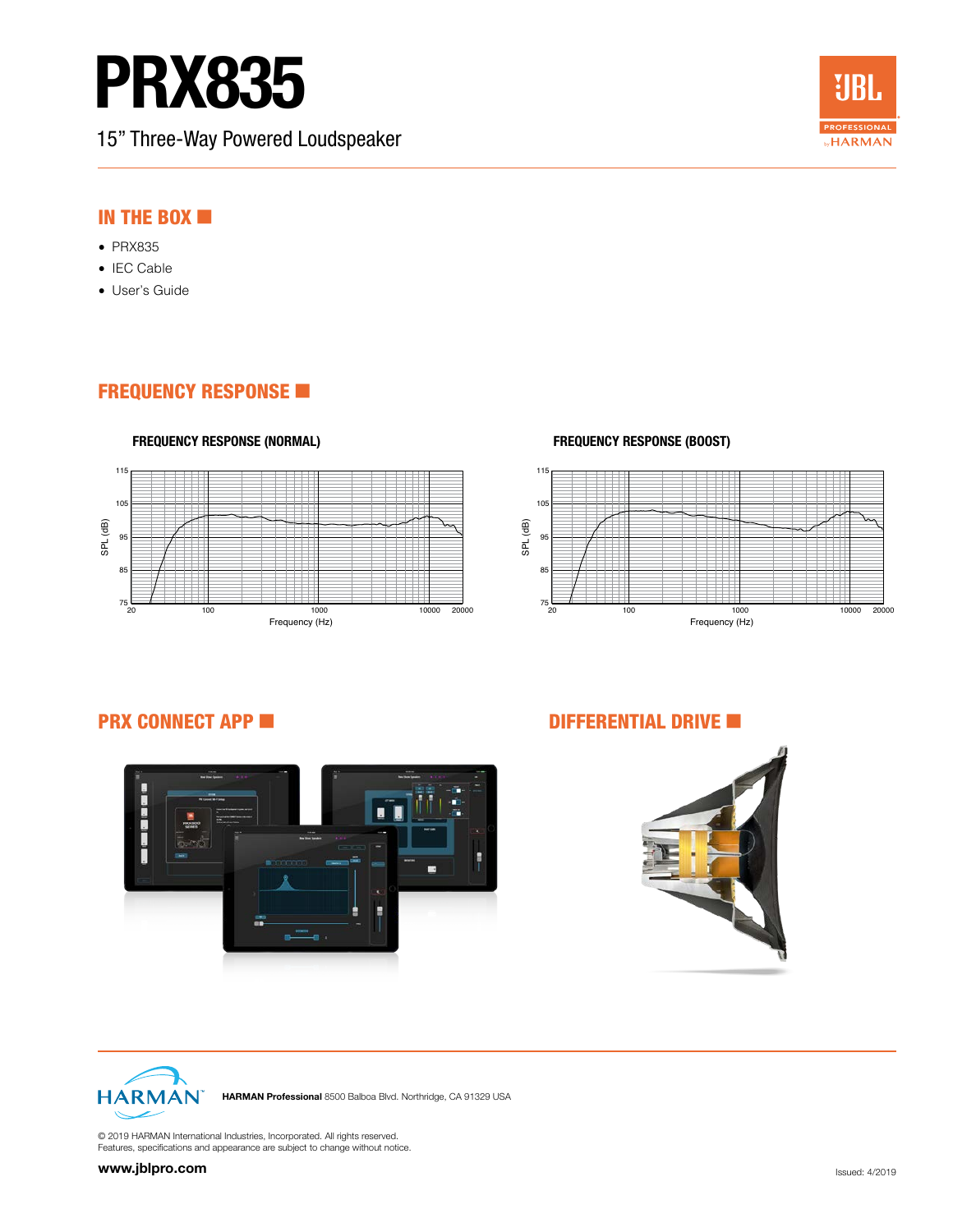# PRX835

15" Three-Way Powered Loudspeaker

## IN THE BOX

- PRX835
- IEC Cable
- User's Guide

## FREQUENCY RESPONSE

**FREQUENCY RESPONSE (NORMAL)**

115
105
95
85
75
SPL (dB)
20
100
1000
10000
20000
Frequency (Hz)

**FREQUENCY RESPONSE (BOOST)**

115
105
95
85
75
SPL (dB)
20
100
1000
10000
20000
Frequency (Hz)

## PRX CONNECT APP

## DIFFERENTIAL DRIVE

**HARMAN Professional** 8500 Balboa Blvd. Northridge, CA 91329 USA

© 2019 HARMAN International Industries, Incorporated. All rights reserved.
Features, specifications and appearance are subject to change without notice.

**www.jblpro.com**

Issued: 4/2019